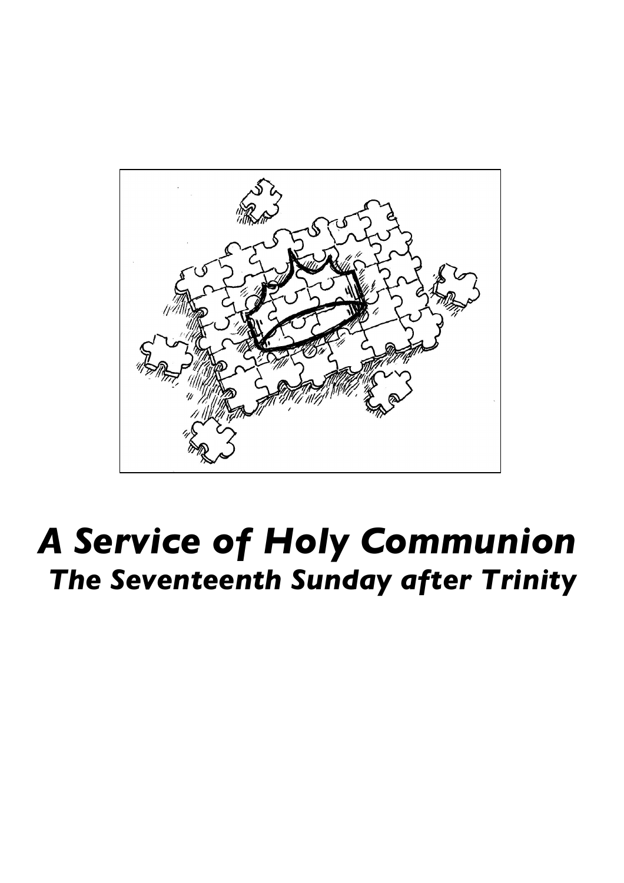# *A Service of Holy Communion*

## *The Seventeenth Sunday after Trinity*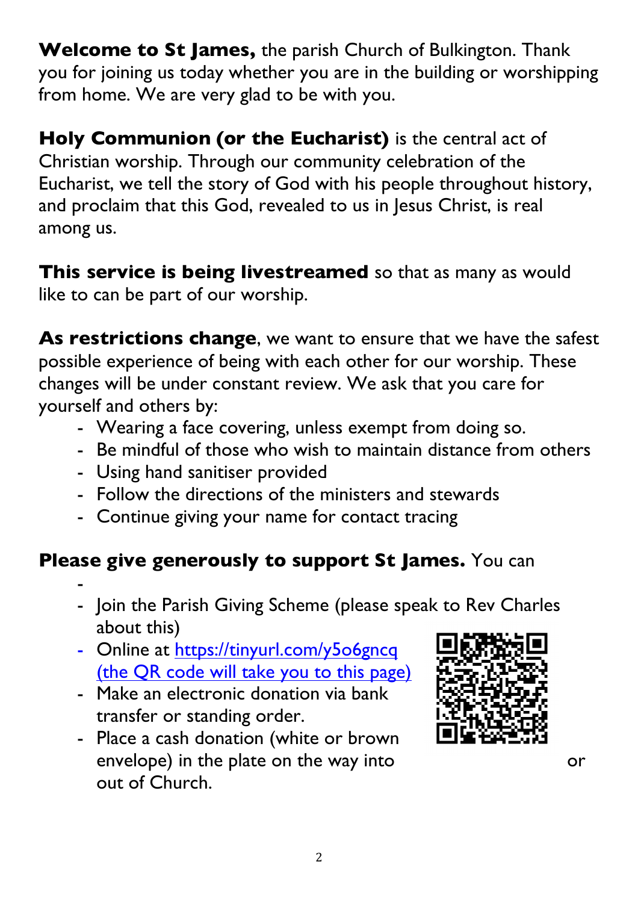**Welcome to St James,** the parish Church of Bulkington. Thank you for joining us today whether you are in the building or worshipping from home. We are very glad to be with you.

**Holy Communion (or the Eucharist)** is the central act of Christian worship. Through our community celebration of the Eucharist, we tell the story of God with his people throughout history, and proclaim that this God, revealed to us in Jesus Christ, is real among us.

**This service is being livestreamed** so that as many as would like to can be part of our worship.

**As restrictions change**, we want to ensure that we have the safest possible experience of being with each other for our worship. These changes will be under constant review. We ask that you care for yourself and others by:

- Wearing a face covering, unless exempt from doing so.
- Be mindful of those who wish to maintain distance from others
- Using hand sanitiser provided
- Follow the directions of the ministers and stewards
- Continue giving your name for contact tracing

**Please give generously to support St James.** You can

- 
- Join the Parish Giving Scheme (please speak to Rev Charles about this)
- Online at [https://tinyurl.com/y5o6gncq](https://tinyurl.com/y5o6gncq) [(the QR code will take you to this page)](https://tinyurl.com/y5o6gncq)
- Make an electronic donation via bank transfer or standing order.
- Place a cash donation (white or brown envelope) in the plate on the way into or out of Church.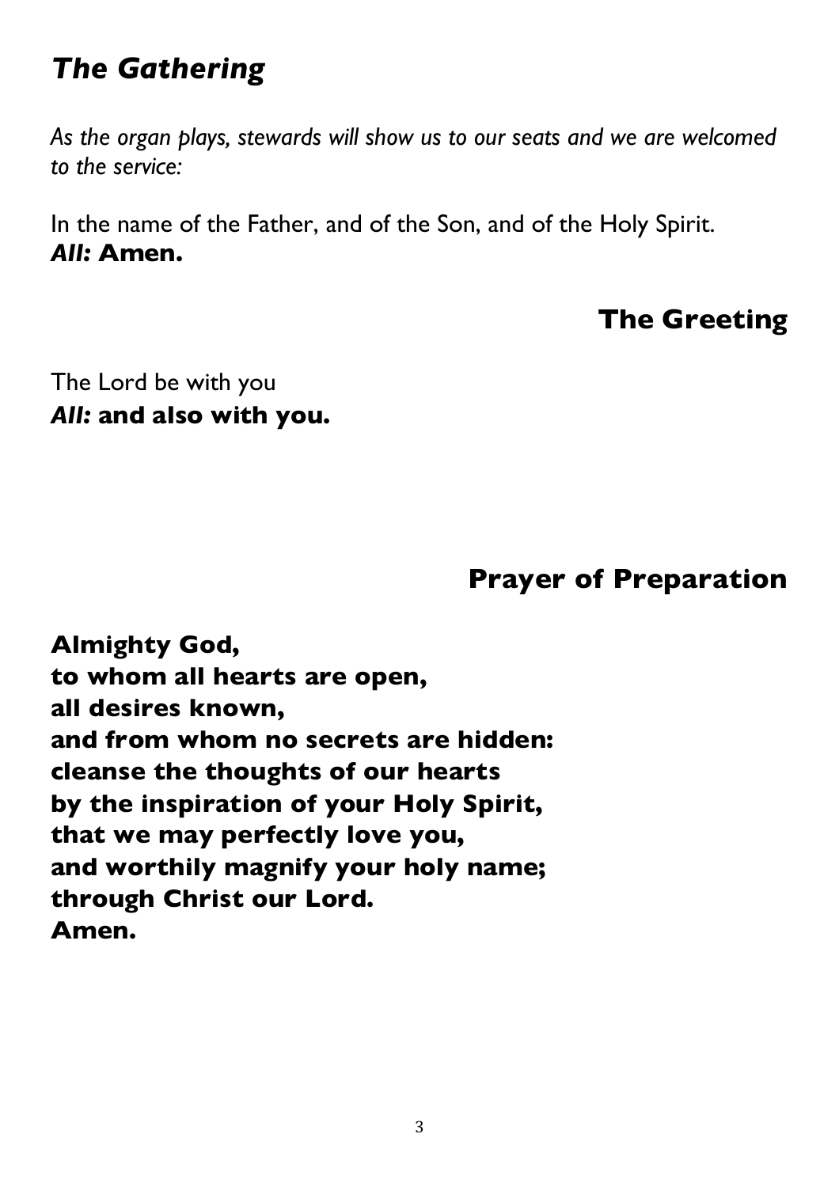## *The Gathering*

*As the organ plays, stewards will show us to our seats and we are welcomed to the service:*

In the name of the Father, and of the Son, and of the Holy Spirit.
***All:*** **Amen.**

### The Greeting

The Lord be with you
***All:*** **and also with you.**

### Prayer of Preparation

**Almighty God,**
**to whom all hearts are open,**
**all desires known,**
**and from whom no secrets are hidden:**
**cleanse the thoughts of our hearts**
**by the inspiration of your Holy Spirit,**
**that we may perfectly love you,**
**and worthily magnify your holy name;**
**through Christ our Lord.**
**Amen.**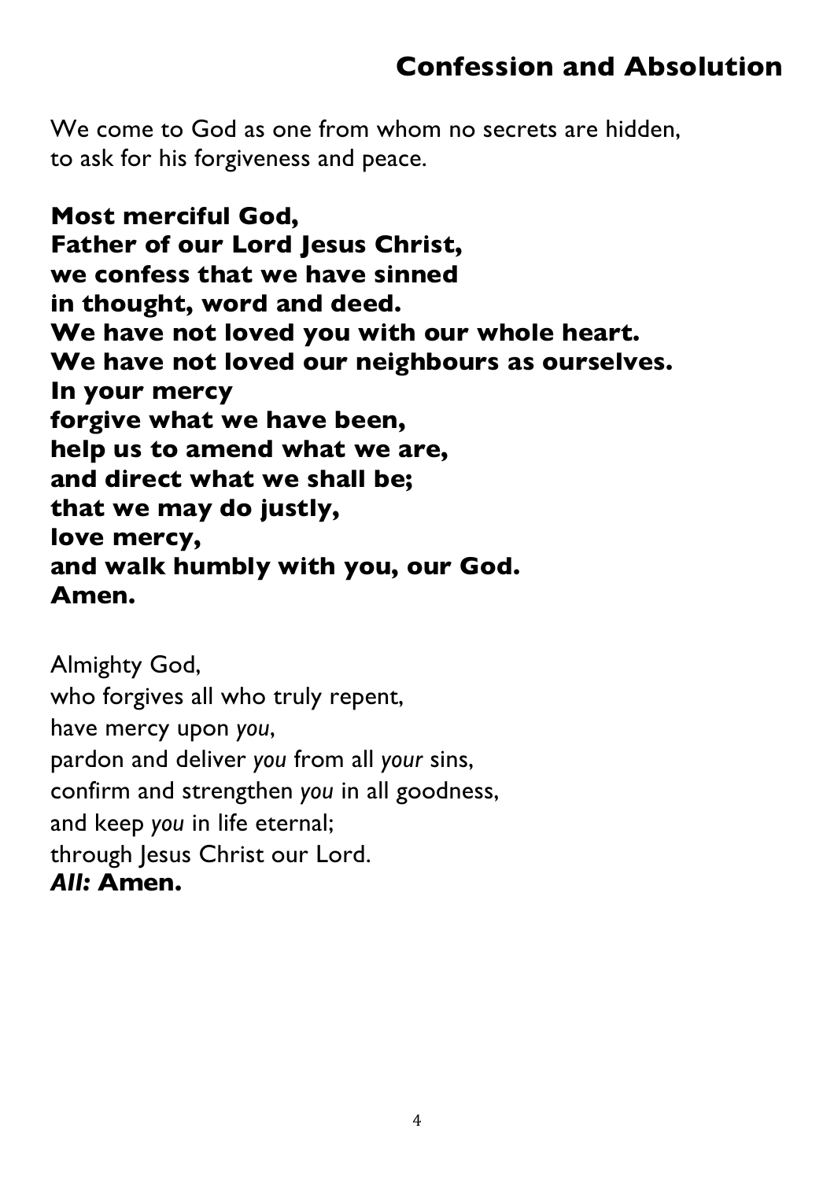## Confession and Absolution

We come to God as one from whom no secrets are hidden,
to ask for his forgiveness and peace.

**Most merciful God,**
**Father of our Lord Jesus Christ,**
**we confess that we have sinned**
**in thought, word and deed.**
**We have not loved you with our whole heart.**
**We have not loved our neighbours as ourselves.**
**In your mercy**
**forgive what we have been,**
**help us to amend what we are,**
**and direct what we shall be;**
**that we may do justly,**
**love mercy,**
**and walk humbly with you, our God.**
**Amen.**

Almighty God,
who forgives all who truly repent,
have mercy upon *you*,
pardon and deliver *you* from all *your* sins,
confirm and strengthen *you* in all goodness,
and keep *you* in life eternal;
through Jesus Christ our Lord.
***All:*** **Amen.**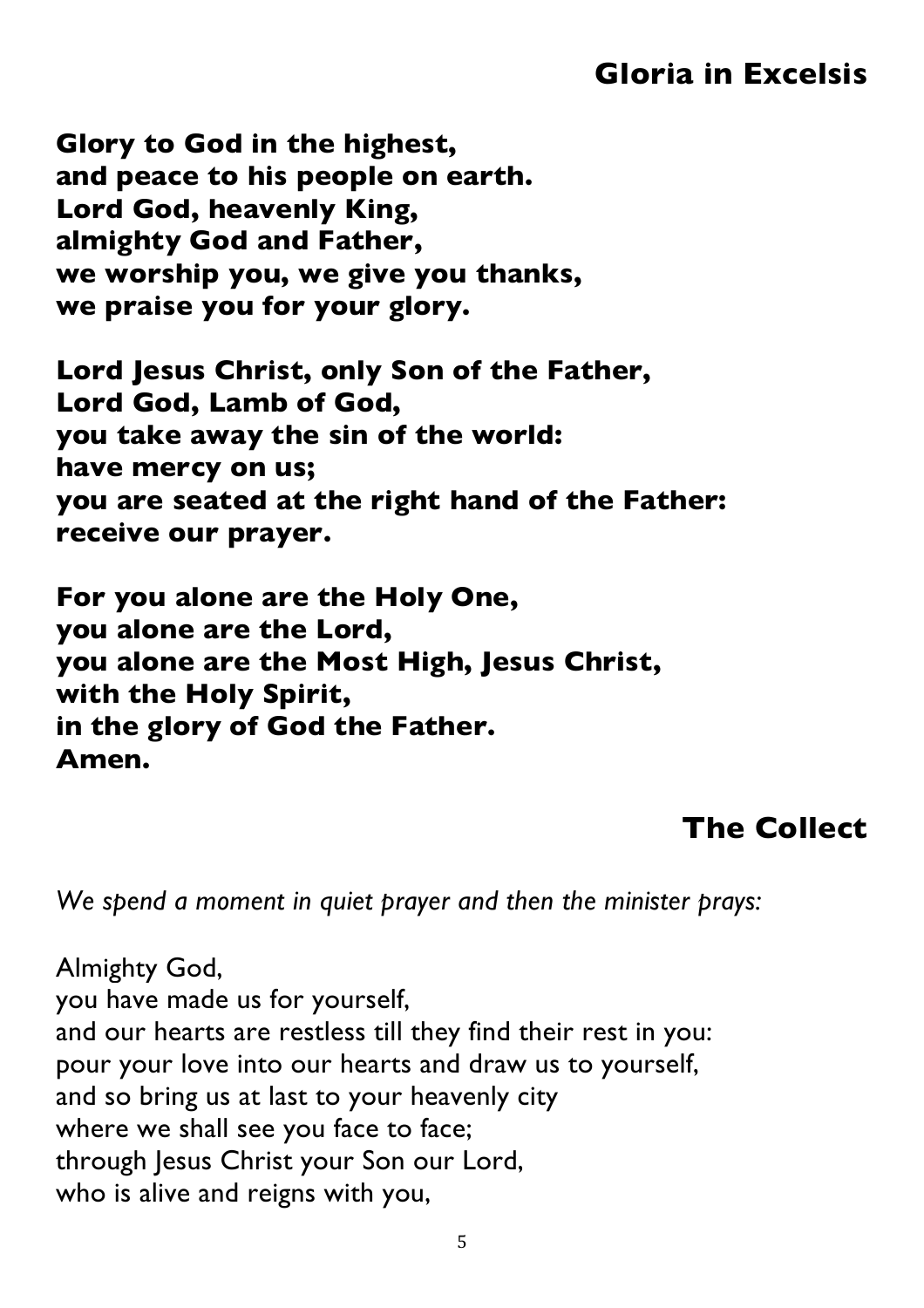## Gloria in Excelsis

**Glory to God in the highest,**
**and peace to his people on earth.**
**Lord God, heavenly King,**
**almighty God and Father,**
**we worship you, we give you thanks,**
**we praise you for your glory.**

**Lord Jesus Christ, only Son of the Father,**
**Lord God, Lamb of God,**
**you take away the sin of the world:**
**have mercy on us;**
**you are seated at the right hand of the Father:**
**receive our prayer.**

**For you alone are the Holy One,**
**you alone are the Lord,**
**you alone are the Most High, Jesus Christ,**
**with the Holy Spirit,**
**in the glory of God the Father.**
**Amen.**

## The Collect

*We spend a moment in quiet prayer and then the minister prays:*

Almighty God,
you have made us for yourself,
and our hearts are restless till they find their rest in you:
pour your love into our hearts and draw us to yourself,
and so bring us at last to your heavenly city
where we shall see you face to face;
through Jesus Christ your Son our Lord,
who is alive and reigns with you,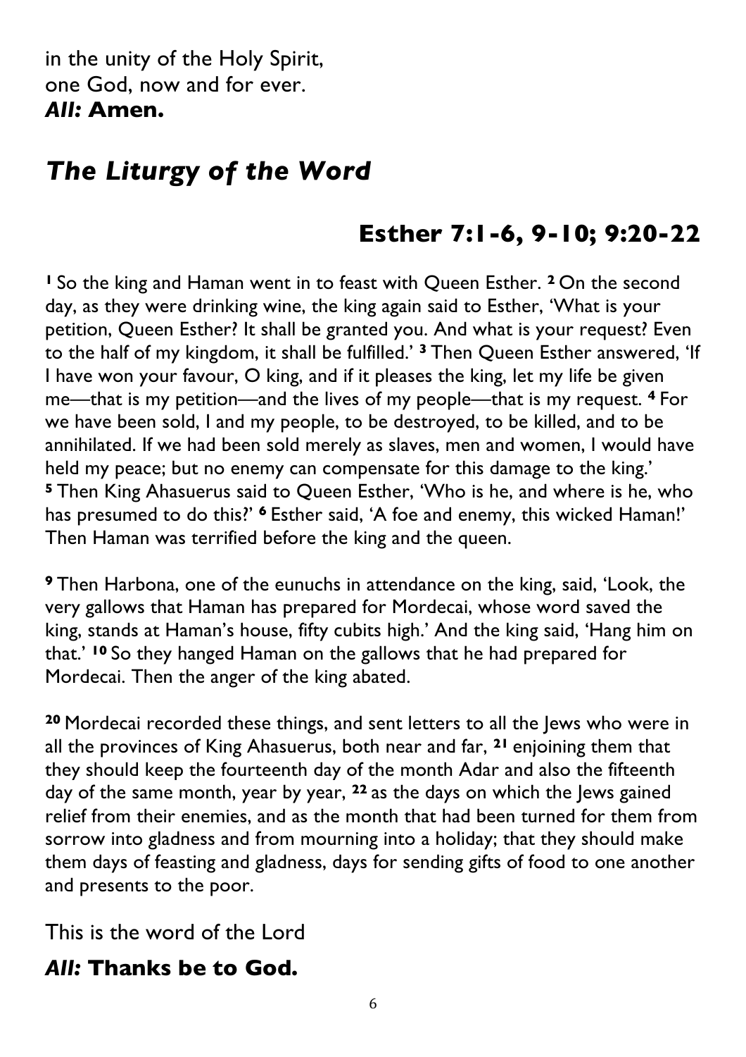in the unity of the Holy Spirit,
one God, now and for ever.
***All:* Amen.**

## *The Liturgy of the Word*

### Esther 7:1-6, 9-10; 9:20-22

**1** So the king and Haman went in to feast with Queen Esther. **2** On the second day, as they were drinking wine, the king again said to Esther, 'What is your petition, Queen Esther? It shall be granted you. And what is your request? Even to the half of my kingdom, it shall be fulfilled.' **3** Then Queen Esther answered, 'If I have won your favour, O king, and if it pleases the king, let my life be given me—that is my petition—and the lives of my people—that is my request. **4** For we have been sold, I and my people, to be destroyed, to be killed, and to be annihilated. If we had been sold merely as slaves, men and women, I would have held my peace; but no enemy can compensate for this damage to the king.' **5** Then King Ahasuerus said to Queen Esther, 'Who is he, and where is he, who has presumed to do this?' **6** Esther said, 'A foe and enemy, this wicked Haman!' Then Haman was terrified before the king and the queen.

**9** Then Harbona, one of the eunuchs in attendance on the king, said, 'Look, the very gallows that Haman has prepared for Mordecai, whose word saved the king, stands at Haman's house, fifty cubits high.' And the king said, 'Hang him on that.' **10** So they hanged Haman on the gallows that he had prepared for Mordecai. Then the anger of the king abated.

**20** Mordecai recorded these things, and sent letters to all the Jews who were in all the provinces of King Ahasuerus, both near and far, **21** enjoining them that they should keep the fourteenth day of the month Adar and also the fifteenth day of the same month, year by year, **22** as the days on which the Jews gained relief from their enemies, and as the month that had been turned for them from sorrow into gladness and from mourning into a holiday; that they should make them days of feasting and gladness, days for sending gifts of food to one another and presents to the poor.

This is the word of the Lord

***All:* Thanks be to God.**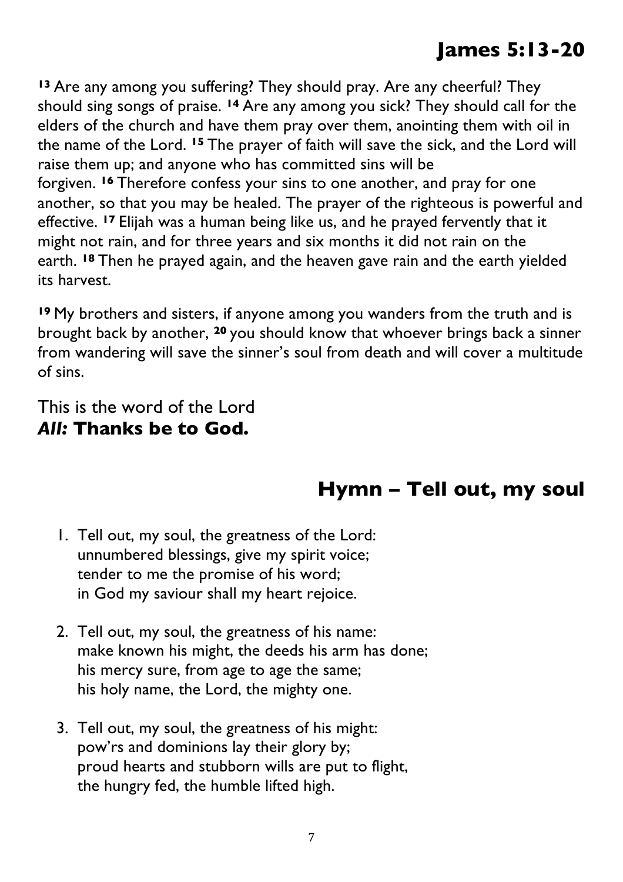## James 5:13-20

**13** Are any among you suffering? They should pray. Are any cheerful? They should sing songs of praise. **14** Are any among you sick? They should call for the elders of the church and have them pray over them, anointing them with oil in the name of the Lord. **15** The prayer of faith will save the sick, and the Lord will raise them up; and anyone who has committed sins will be forgiven. **16** Therefore confess your sins to one another, and pray for one another, so that you may be healed. The prayer of the righteous is powerful and effective. **17** Elijah was a human being like us, and he prayed fervently that it might not rain, and for three years and six months it did not rain on the earth. **18** Then he prayed again, and the heaven gave rain and the earth yielded its harvest.

**19** My brothers and sisters, if anyone among you wanders from the truth and is brought back by another, **20** you should know that whoever brings back a sinner from wandering will save the sinner's soul from death and will cover a multitude of sins.

This is the word of the Lord
***All:*** **Thanks be to God.**

## Hymn – Tell out, my soul

1. Tell out, my soul, the greatness of the Lord:
   unnumbered blessings, give my spirit voice;
   tender to me the promise of his word;
   in God my saviour shall my heart rejoice.

2. Tell out, my soul, the greatness of his name:
   make known his might, the deeds his arm has done;
   his mercy sure, from age to age the same;
   his holy name, the Lord, the mighty one.

3. Tell out, my soul, the greatness of his might:
   pow'rs and dominions lay their glory by;
   proud hearts and stubborn wills are put to flight,
   the hungry fed, the humble lifted high.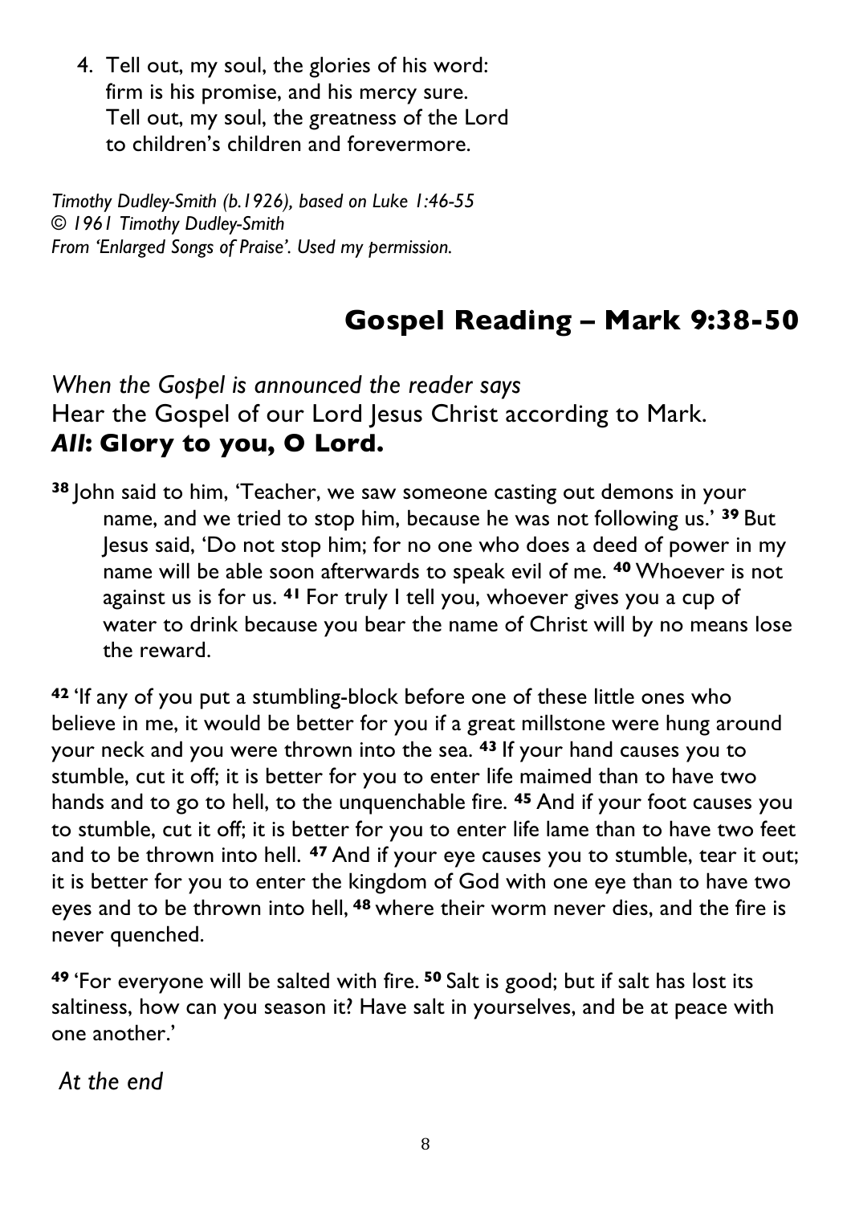4. Tell out, my soul, the glories of his word:
   firm is his promise, and his mercy sure.
   Tell out, my soul, the greatness of the Lord
   to children's children and forevermore.

*Timothy Dudley-Smith (b.1926), based on Luke 1:46-55*
*© 1961 Timothy Dudley-Smith*
*From 'Enlarged Songs of Praise'. Used my permission.*

## Gospel Reading – Mark 9:38-50

*When the Gospel is announced the reader says*
Hear the Gospel of our Lord Jesus Christ according to Mark.
***All*: Glory to you, O Lord.**

**38** John said to him, 'Teacher, we saw someone casting out demons in your name, and we tried to stop him, because he was not following us.' **39** But Jesus said, 'Do not stop him; for no one who does a deed of power in my name will be able soon afterwards to speak evil of me. **40** Whoever is not against us is for us. **41** For truly I tell you, whoever gives you a cup of water to drink because you bear the name of Christ will by no means lose the reward.

**42** 'If any of you put a stumbling-block before one of these little ones who believe in me, it would be better for you if a great millstone were hung around your neck and you were thrown into the sea. **43** If your hand causes you to stumble, cut it off; it is better for you to enter life maimed than to have two hands and to go to hell, to the unquenchable fire. **45** And if your foot causes you to stumble, cut it off; it is better for you to enter life lame than to have two feet and to be thrown into hell. **47** And if your eye causes you to stumble, tear it out; it is better for you to enter the kingdom of God with one eye than to have two eyes and to be thrown into hell, **48** where their worm never dies, and the fire is never quenched.

**49** 'For everyone will be salted with fire. **50** Salt is good; but if salt has lost its saltiness, how can you season it? Have salt in yourselves, and be at peace with one another.'

*At the end*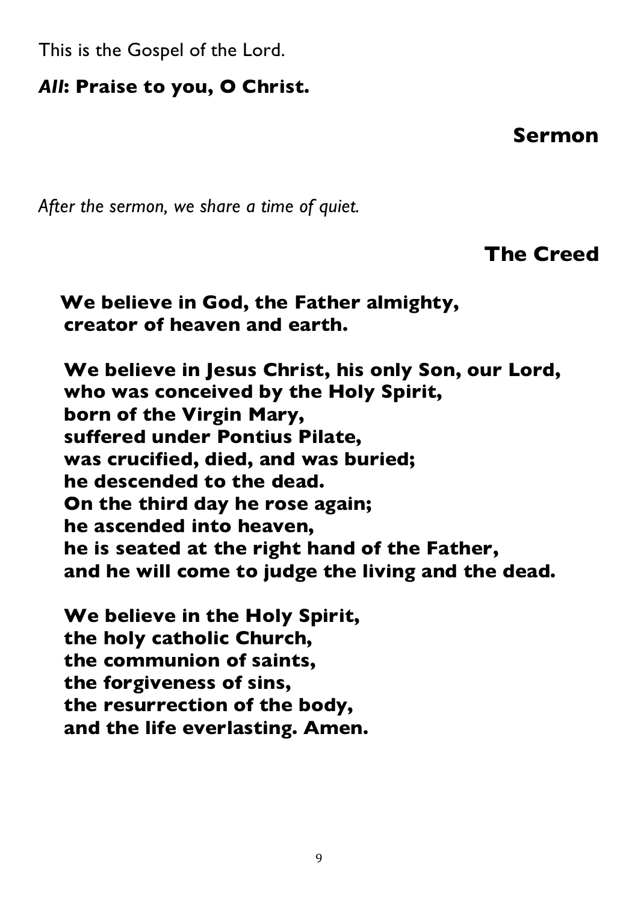This is the Gospel of the Lord.

***All*: Praise to you, O Christ.**

## Sermon

*After the sermon, we share a time of quiet.*

## The Creed

**We believe in God, the Father almighty,**
**creator of heaven and earth.**

**We believe in Jesus Christ, his only Son, our Lord,**
**who was conceived by the Holy Spirit,**
**born of the Virgin Mary,**
**suffered under Pontius Pilate,**
**was crucified, died, and was buried;**
**he descended to the dead.**
**On the third day he rose again;**
**he ascended into heaven,**
**he is seated at the right hand of the Father,**
**and he will come to judge the living and the dead.**

**We believe in the Holy Spirit,**
**the holy catholic Church,**
**the communion of saints,**
**the forgiveness of sins,**
**the resurrection of the body,**
**and the life everlasting. Amen.**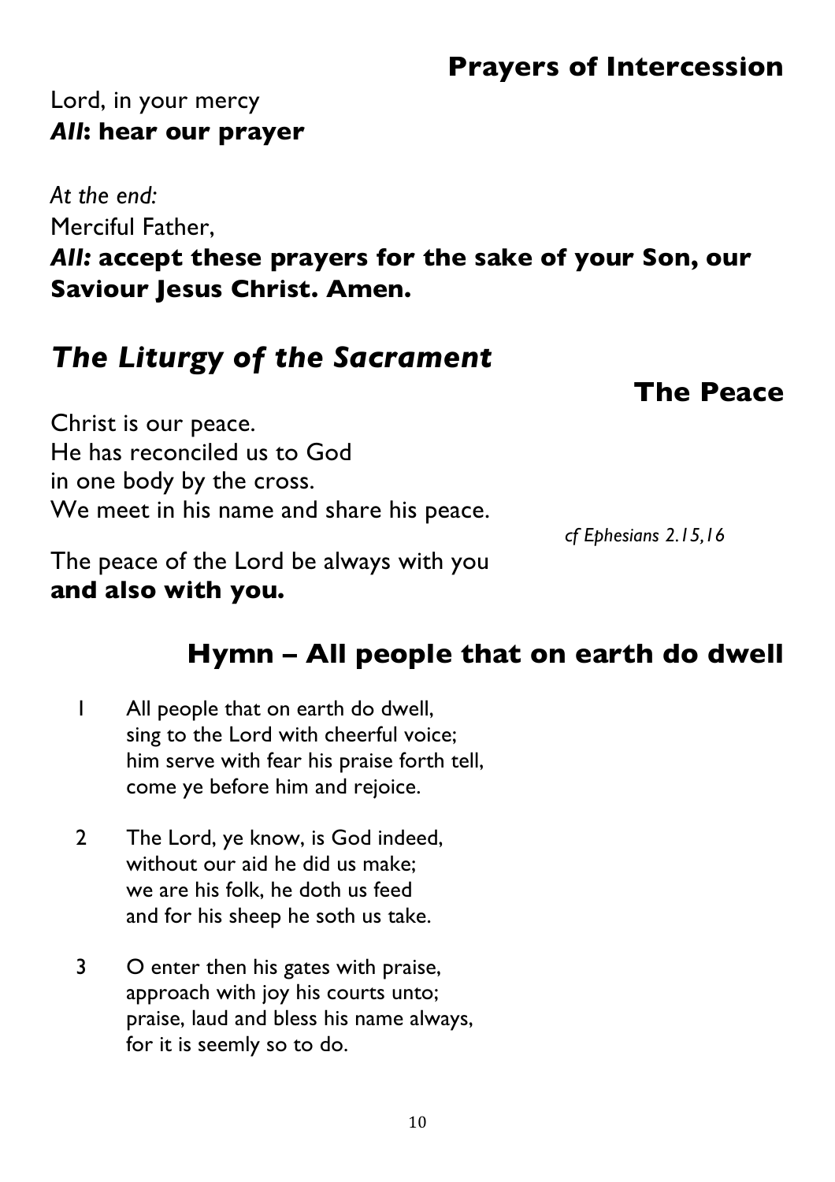## Prayers of Intercession

Lord, in your mercy
***All*: hear our prayer**

*At the end:*
Merciful Father,
***All:* accept these prayers for the sake of your Son, our Saviour Jesus Christ. Amen.**

# *The Liturgy of the Sacrament*

## The Peace

Christ is our peace.
He has reconciled us to God
in one body by the cross.
We meet in his name and share his peace.

*cf Ephesians 2.15,16*

The peace of the Lord be always with you
**and also with you.**

## Hymn – All people that on earth do dwell

1. All people that on earth do dwell,
   sing to the Lord with cheerful voice;
   him serve with fear his praise forth tell,
   come ye before him and rejoice.

2. The Lord, ye know, is God indeed,
   without our aid he did us make;
   we are his folk, he doth us feed
   and for his sheep he soth us take.

3. O enter then his gates with praise,
   approach with joy his courts unto;
   praise, laud and bless his name always,
   for it is seemly so to do.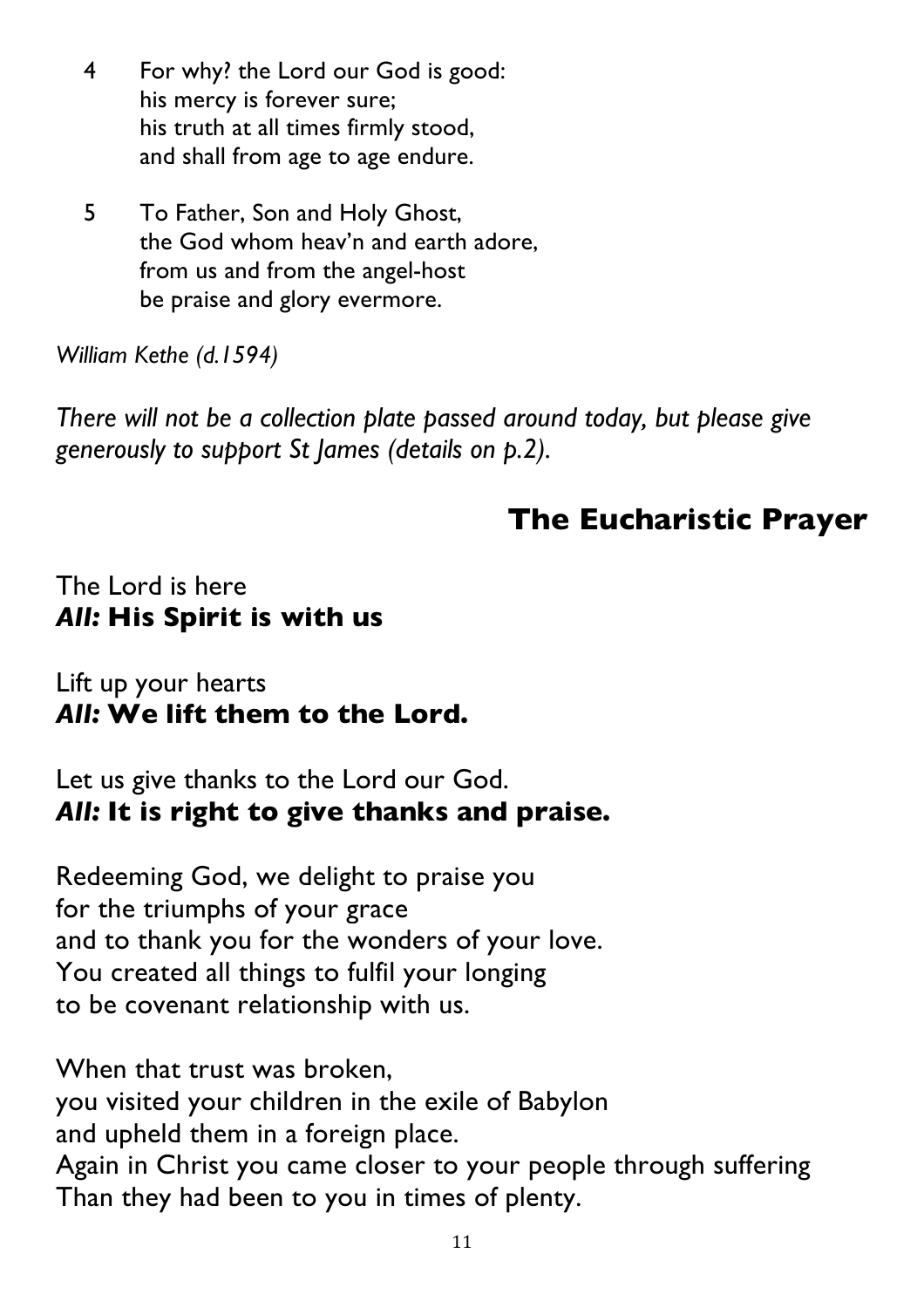4 For why? the Lord our God is good:
his mercy is forever sure;
his truth at all times firmly stood,
and shall from age to age endure.

5 To Father, Son and Holy Ghost,
the God whom heav'n and earth adore,
from us and from the angel-host
be praise and glory evermore.

*William Kethe (d.1594)*

*There will not be a collection plate passed around today, but please give generously to support St James (details on p.2).*

## The Eucharistic Prayer

The Lord is here
***All:* His Spirit is with us**

Lift up your hearts
***All:* We lift them to the Lord.**

Let us give thanks to the Lord our God.
***All:* It is right to give thanks and praise.**

Redeeming God, we delight to praise you
for the triumphs of your grace
and to thank you for the wonders of your love.
You created all things to fulfil your longing
to be covenant relationship with us.

When that trust was broken,
you visited your children in the exile of Babylon
and upheld them in a foreign place.
Again in Christ you came closer to your people through suffering
Than they had been to you in times of plenty.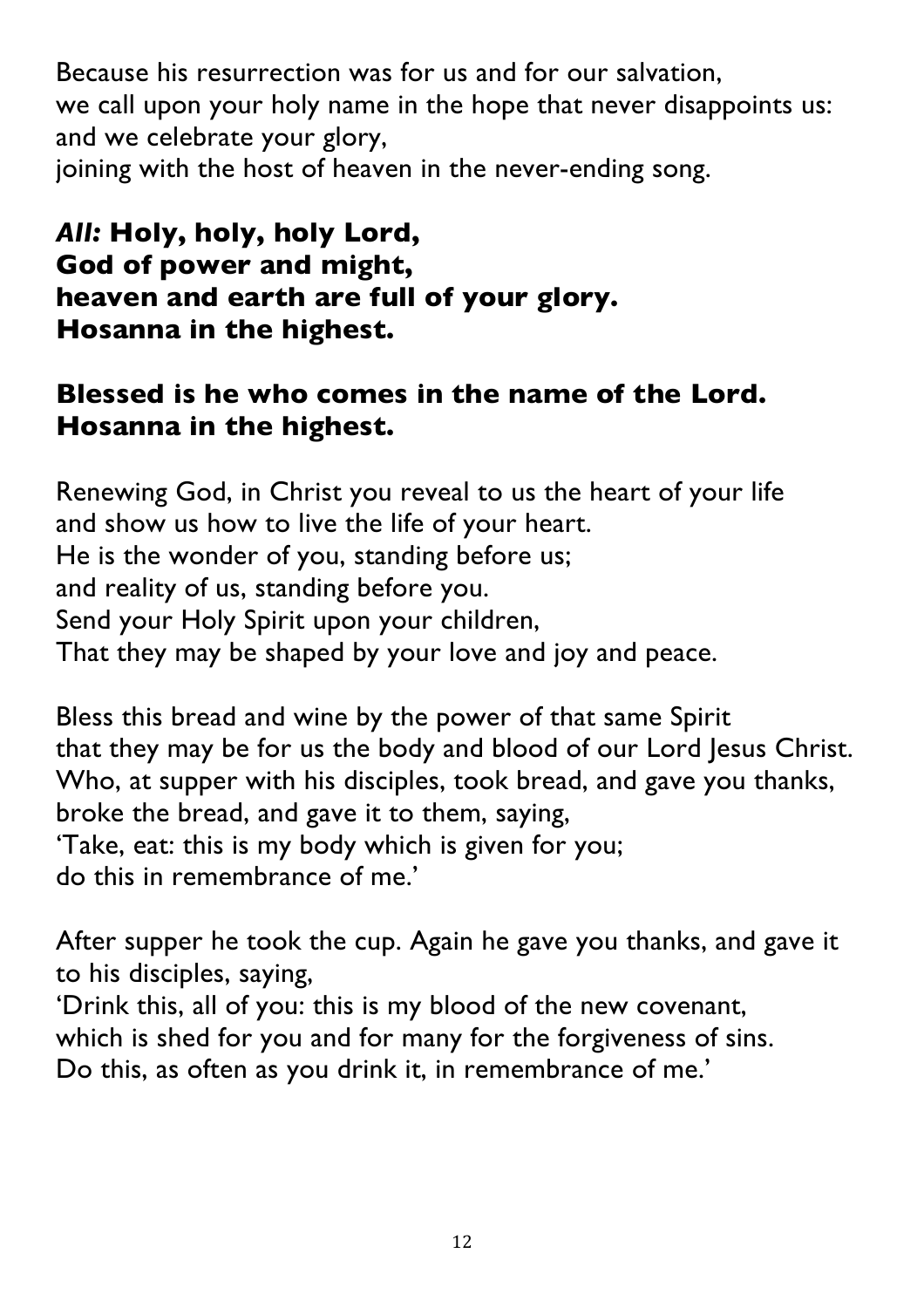Because his resurrection was for us and for our salvation,
we call upon your holy name in the hope that never disappoints us:
and we celebrate your glory,
joining with the host of heaven in the never-ending song.

***All:*** **Holy, holy, holy Lord,**
**God of power and might,**
**heaven and earth are full of your glory.**
**Hosanna in the highest.**

**Blessed is he who comes in the name of the Lord.**
**Hosanna in the highest.**

Renewing God, in Christ you reveal to us the heart of your life
and show us how to live the life of your heart.
He is the wonder of you, standing before us;
and reality of us, standing before you.
Send your Holy Spirit upon your children,
That they may be shaped by your love and joy and peace.

Bless this bread and wine by the power of that same Spirit
that they may be for us the body and blood of our Lord Jesus Christ.
Who, at supper with his disciples, took bread, and gave you thanks,
broke the bread, and gave it to them, saying,
'Take, eat: this is my body which is given for you;
do this in remembrance of me.'

After supper he took the cup. Again he gave you thanks, and gave it to his disciples, saying,
'Drink this, all of you: this is my blood of the new covenant,
which is shed for you and for many for the forgiveness of sins.
Do this, as often as you drink it, in remembrance of me.'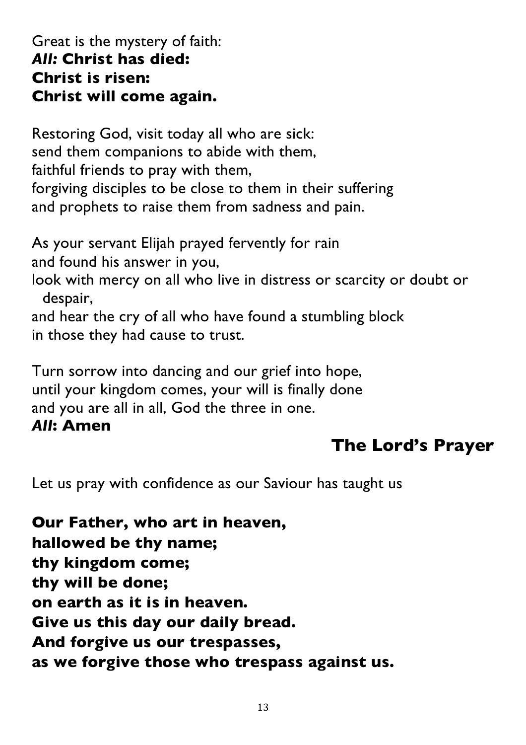Great is the mystery of faith:
***All:* Christ has died:**
**Christ is risen:**
**Christ will come again.**

Restoring God, visit today all who are sick:
send them companions to abide with them,
faithful friends to pray with them,
forgiving disciples to be close to them in their suffering
and prophets to raise them from sadness and pain.

As your servant Elijah prayed fervently for rain
and found his answer in you,
look with mercy on all who live in distress or scarcity or doubt or despair,
and hear the cry of all who have found a stumbling block
in those they had cause to trust.

Turn sorrow into dancing and our grief into hope,
until your kingdom comes, your will is finally done
and you are all in all, God the three in one.
***All*: Amen**

## The Lord's Prayer

Let us pray with confidence as our Saviour has taught us

**Our Father, who art in heaven,**
**hallowed be thy name;**
**thy kingdom come;**
**thy will be done;**
**on earth as it is in heaven.**
**Give us this day our daily bread.**
**And forgive us our trespasses,**
**as we forgive those who trespass against us.**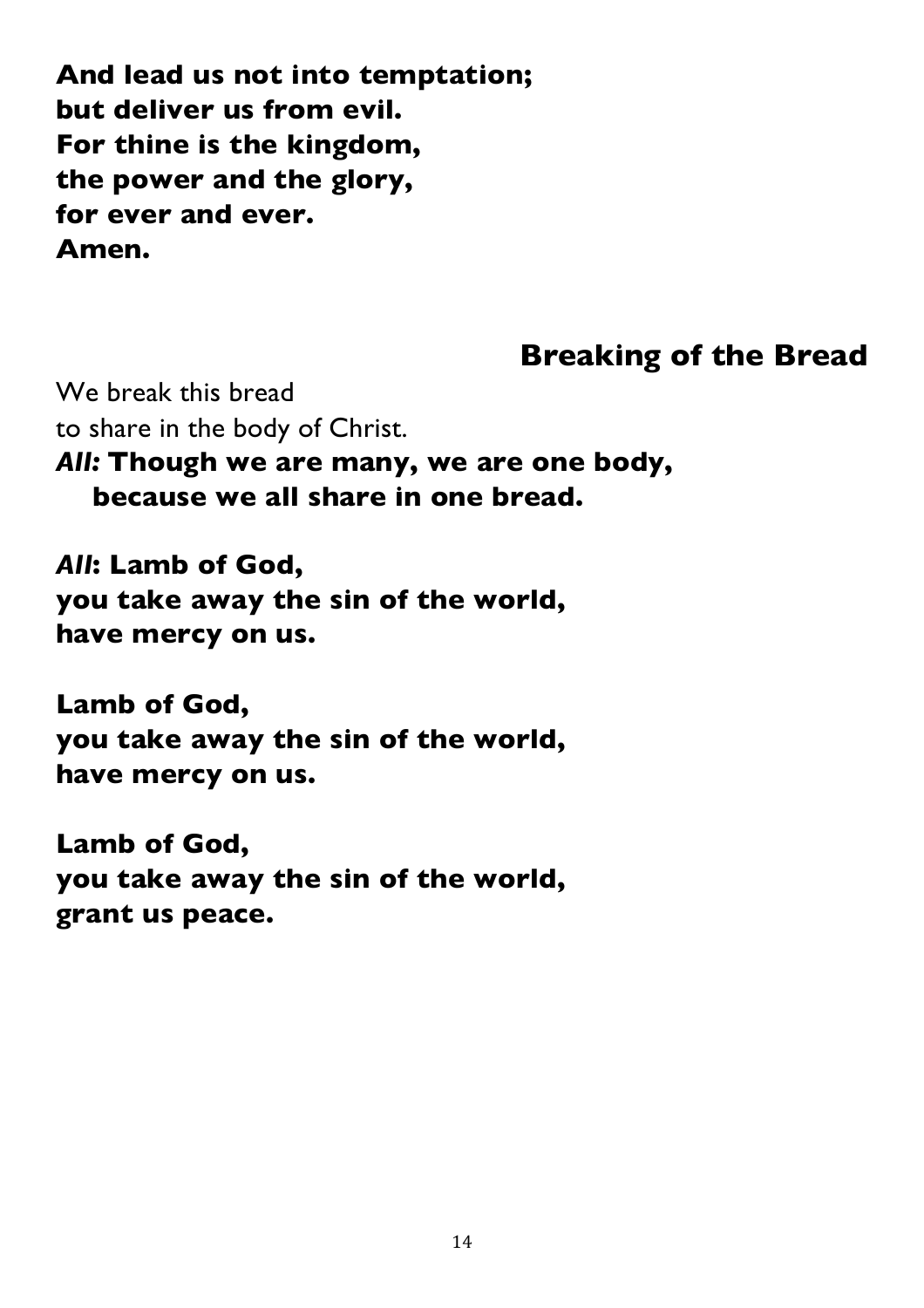**And lead us not into temptation;**
**but deliver us from evil.**
**For thine is the kingdom,**
**the power and the glory,**
**for ever and ever.**
**Amen.**

## Breaking of the Bread

We break this bread
to share in the body of Christ.
***All:*** **Though we are many, we are one body,**
**because we all share in one bread.**

***All*****: Lamb of God,**
**you take away the sin of the world,**
**have mercy on us.**

**Lamb of God,**
**you take away the sin of the world,**
**have mercy on us.**

**Lamb of God,**
**you take away the sin of the world,**
**grant us peace.**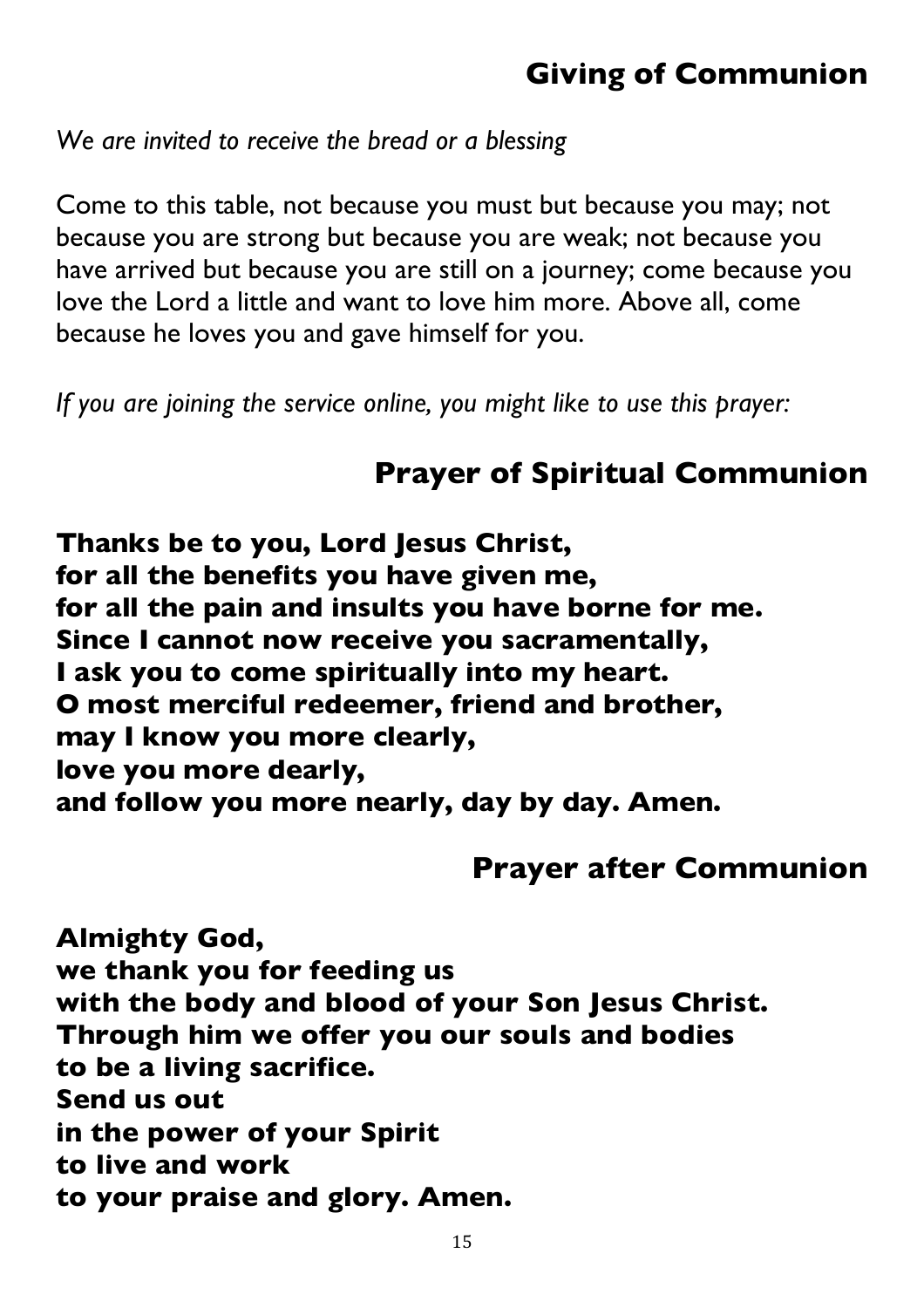## Giving of Communion

*We are invited to receive the bread or a blessing*

Come to this table, not because you must but because you may; not because you are strong but because you are weak; not because you have arrived but because you are still on a journey; come because you love the Lord a little and want to love him more. Above all, come because he loves you and gave himself for you.

*If you are joining the service online, you might like to use this prayer:*

## Prayer of Spiritual Communion

**Thanks be to you, Lord Jesus Christ,**
**for all the benefits you have given me,**
**for all the pain and insults you have borne for me.**
**Since I cannot now receive you sacramentally,**
**I ask you to come spiritually into my heart.**
**O most merciful redeemer, friend and brother,**
**may I know you more clearly,**
**love you more dearly,**
**and follow you more nearly, day by day. Amen.**

## Prayer after Communion

**Almighty God,**
**we thank you for feeding us**
**with the body and blood of your Son Jesus Christ.**
**Through him we offer you our souls and bodies**
**to be a living sacrifice.**
**Send us out**
**in the power of your Spirit**
**to live and work**
**to your praise and glory. Amen.**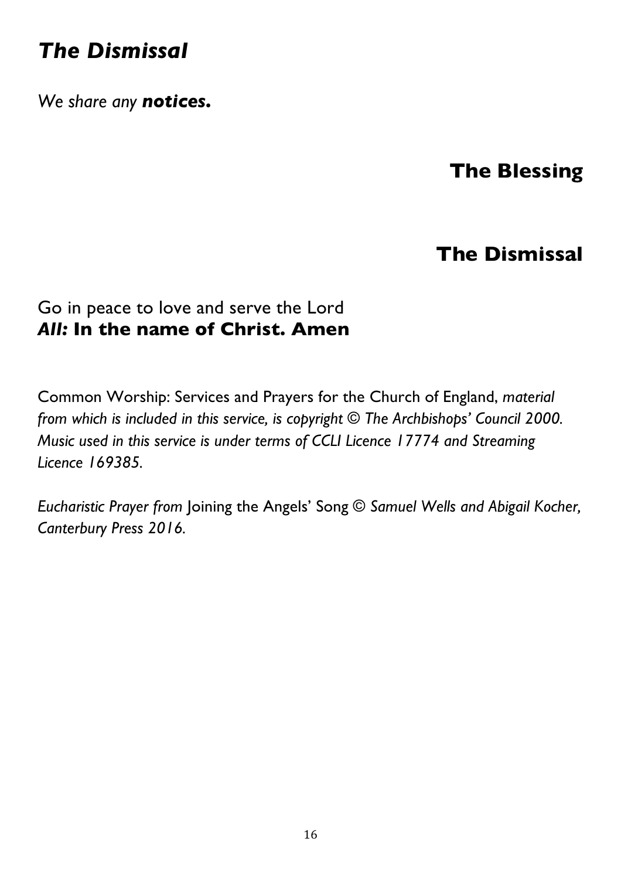## *The Dismissal*

*We share any* ***notices.***

### The Blessing

### The Dismissal

Go in peace to love and serve the Lord
***All:*** **In the name of Christ. Amen**

Common Worship: Services and Prayers for the Church of England, *material from which is included in this service, is copyright © The Archbishops' Council 2000. Music used in this service is under terms of CCLI Licence 17774 and Streaming Licence 169385.*

*Eucharistic Prayer from* Joining the Angels' Song *© Samuel Wells and Abigail Kocher, Canterbury Press 2016.*